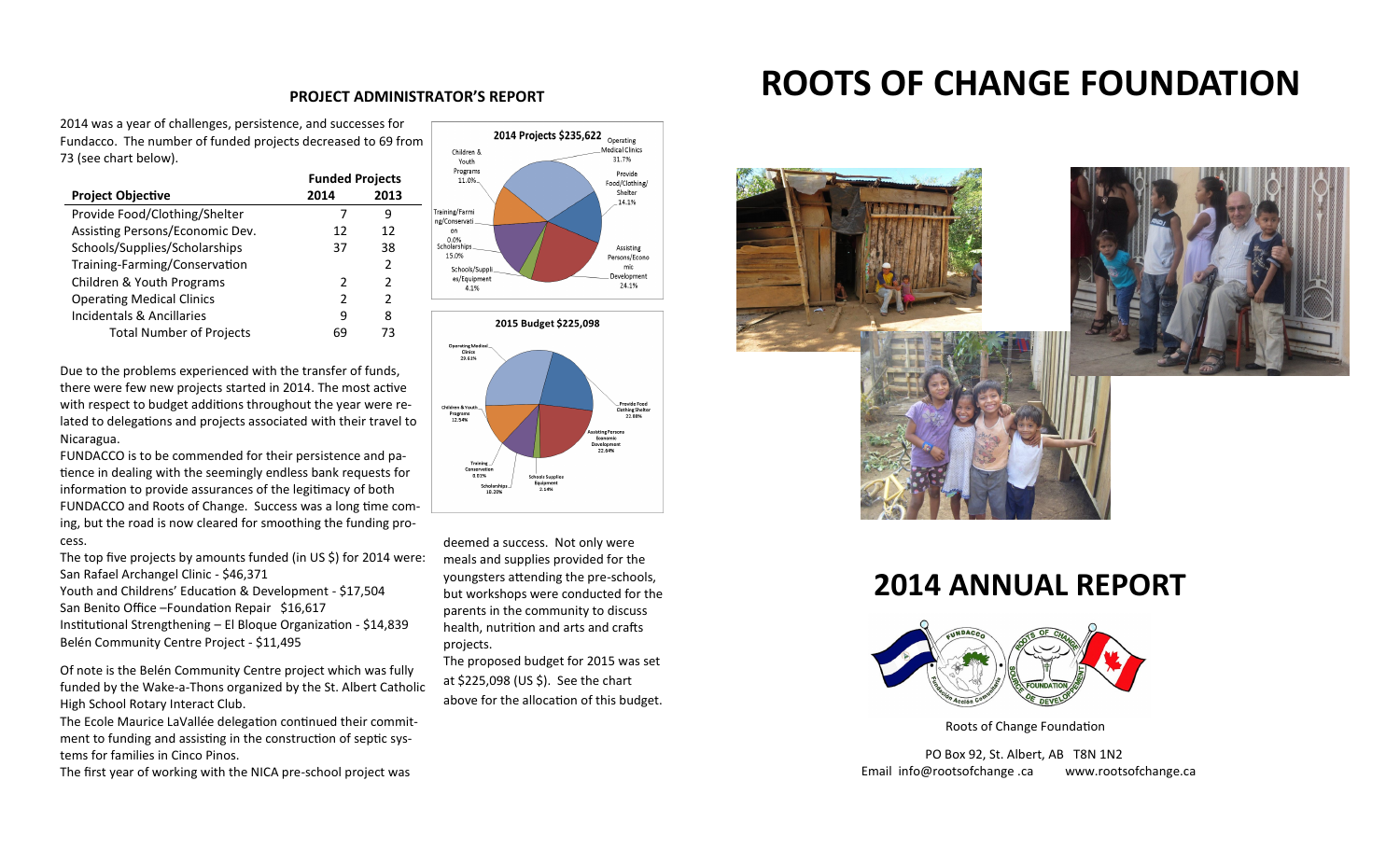# ROOTS OF CHANGE FOUNDATION

## PROJECT ADMINISTRATOR'S REPORT

2014 was a year of challenges, persistence, and successes for Fundacco. The number of funded projects decreased to 69 from 73 (see chart below).

| Project Objective | Funded Projects 2014 | 2013 |
|---|---|---|
| Provide Food/Clothing/Shelter | 7 | 9 |
| Assisting Persons/Economic Dev. | 12 | 12 |
| Schools/Supplies/Scholarships | 37 | 38 |
| Training-Farming/Conservation | | 2 |
| Children & Youth Programs | 2 | 2 |
| Operating Medical Clinics | 2 | 2 |
| Incidentals & Ancillaries | 9 | 8 |
| Total Number of Projects | 69 | 73 |

**2014 Projects $235,622**

- Operating Medical Clinics 31.7%
- Provide Food/Clothing/Shelter 14.1%
- Assisting Persons/Economic Development 24.1%
- Schools/Supplies/Equipment 4.1%
- Scholarships 15.0%
- Training/Farming/Conservation 0.0%
- Children & Youth Programs 11.0%

**2015 Budget $225,098**

- Operating Medical Clinics 29.61%
- Provide Food Clothing Shelter 22.88%
- Assisting Persons Economic Development 22.64%
- Schools Supplies Equipment 2.14%
- Scholarships 10.20%
- Training Conservation 0.01%
- Children & Youth Programs 12.54%

Due to the problems experienced with the transfer of funds, there were few new projects started in 2014. The most active with respect to budget additions throughout the year were related to delegations and projects associated with their travel to Nicaragua.

FUNDACCO is to be commended for their persistence and patience in dealing with the seemingly endless bank requests for information to provide assurances of the legitimacy of both FUNDACCO and Roots of Change. Success was a long time coming, but the road is now cleared for smoothing the funding process.

The top five projects by amounts funded (in US $) for 2014 were:

San Rafael Archangel Clinic - $46,371

Youth and Childrens' Education & Development - $17,504

San Benito Office –Foundation Repair $16,617

Institutional Strengthening – El Bloque Organization - $14,839

Belén Community Centre Project - $11,495

Of note is the Belén Community Centre project which was fully funded by the Wake-a-Thons organized by the St. Albert Catholic High School Rotary Interact Club.

The Ecole Maurice LaVallée delegation continued their commitment to funding and assisting in the construction of septic systems for families in Cinco Pinos.

The first year of working with the NICA pre-school project was deemed a success. Not only were meals and supplies provided for the youngsters attending the pre-schools, but workshops were conducted for the parents in the community to discuss health, nutrition and arts and crafts projects.

The proposed budget for 2015 was set at $225,098 (US $). See the chart above for the allocation of this budget.

## 2014 ANNUAL REPORT

Roots of Change Foundation

PO Box 92, St. Albert, AB T8N 1N2

Email info@rootsofchange .ca www.rootsofchange.ca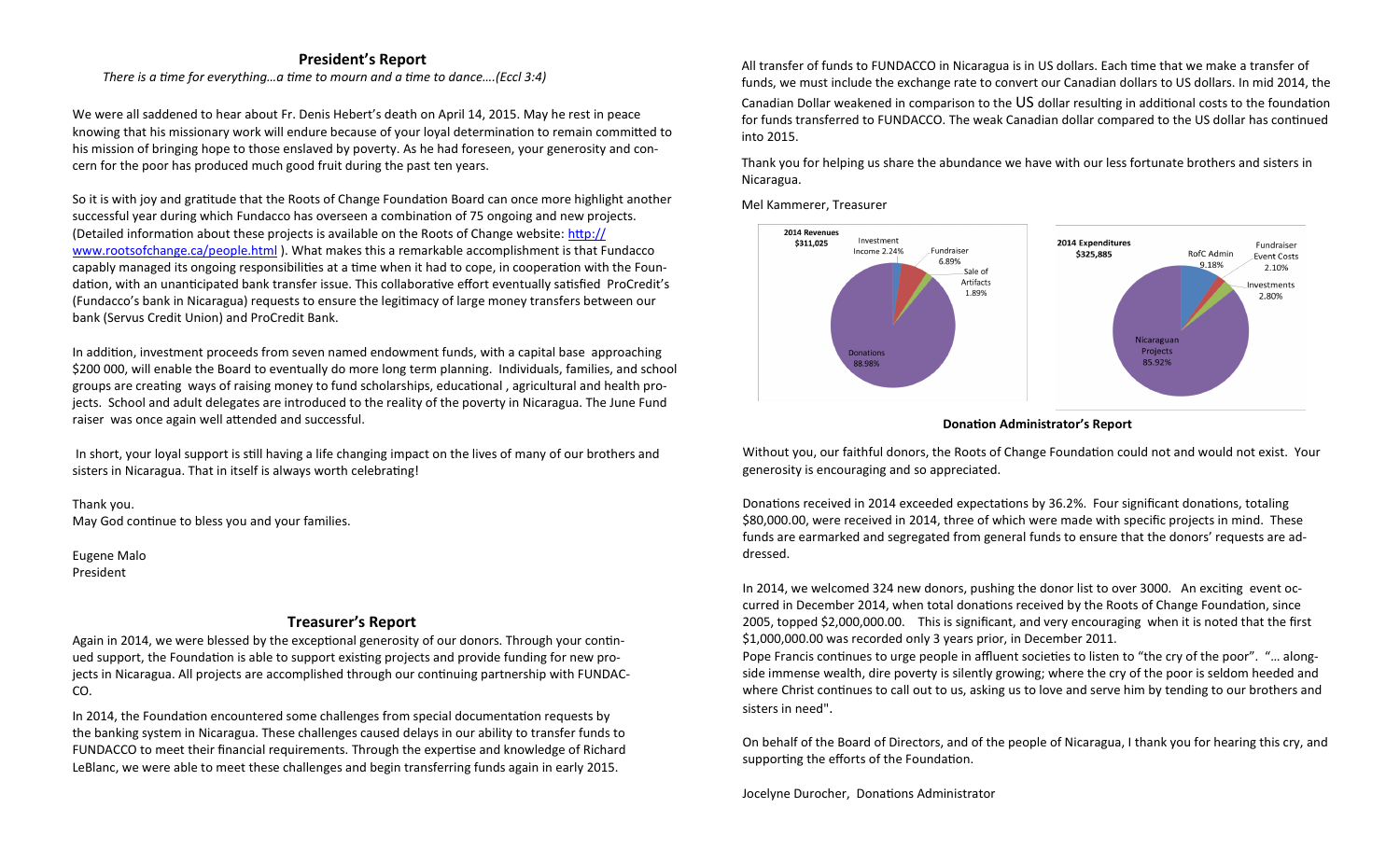## President's Report

*There is a time for everything…a time to mourn and a time to dance….(Eccl 3:4)*

We were all saddened to hear about Fr. Denis Hebert's death on April 14, 2015. May he rest in peace knowing that his missionary work will endure because of your loyal determination to remain committed to his mission of bringing hope to those enslaved by poverty. As he had foreseen, your generosity and concern for the poor has produced much good fruit during the past ten years.

So it is with joy and gratitude that the Roots of Change Foundation Board can once more highlight another successful year during which Fundacco has overseen a combination of 75 ongoing and new projects. (Detailed information about these projects is available on the Roots of Change website: http://www.rootsofchange.ca/people.html ). What makes this a remarkable accomplishment is that Fundacco capably managed its ongoing responsibilities at a time when it had to cope, in cooperation with the Foundation, with an unanticipated bank transfer issue. This collaborative effort eventually satisfied ProCredit's (Fundacco's bank in Nicaragua) requests to ensure the legitimacy of large money transfers between our bank (Servus Credit Union) and ProCredit Bank.

In addition, investment proceeds from seven named endowment funds, with a capital base approaching $200 000, will enable the Board to eventually do more long term planning. Individuals, families, and school groups are creating ways of raising money to fund scholarships, educational , agricultural and health projects. School and adult delegates are introduced to the reality of the poverty in Nicaragua. The June Fund raiser was once again well attended and successful.

In short, your loyal support is still having a life changing impact on the lives of many of our brothers and sisters in Nicaragua. That in itself is always worth celebrating!

Thank you.
May God continue to bless you and your families.

Eugene Malo
President

## Treasurer's Report

Again in 2014, we were blessed by the exceptional generosity of our donors. Through your continued support, the Foundation is able to support existing projects and provide funding for new projects in Nicaragua. All projects are accomplished through our continuing partnership with FUNDACCO.

In 2014, the Foundation encountered some challenges from special documentation requests by the banking system in Nicaragua. These challenges caused delays in our ability to transfer funds to FUNDACCO to meet their financial requirements. Through the expertise and knowledge of Richard LeBlanc, we were able to meet these challenges and begin transferring funds again in early 2015.

All transfer of funds to FUNDACCO in Nicaragua is in US dollars. Each time that we make a transfer of funds, we must include the exchange rate to convert our Canadian dollars to US dollars. In mid 2014, the Canadian Dollar weakened in comparison to the US dollar resulting in additional costs to the foundation for funds transferred to FUNDACCO. The weak Canadian dollar compared to the US dollar has continued into 2015.

Thank you for helping us share the abundance we have with our less fortunate brothers and sisters in Nicaragua.

Mel Kammerer, Treasurer

**2014 Revenues**
**$311,025**
Investment Income 2.24%
Fundraiser 6.89%
Sale of Artifacts 1.89%
Donations 88.98%

**2014 Expenditures**
**$325,885**
RofC Admin 9.18%
Fundraiser Event Costs 2.10%
Investments 2.80%
Nicaraguan Projects 85.92%

## Donation Administrator's Report

Without you, our faithful donors, the Roots of Change Foundation could not and would not exist. Your generosity is encouraging and so appreciated.

Donations received in 2014 exceeded expectations by 36.2%. Four significant donations, totaling $80,000.00, were received in 2014, three of which were made with specific projects in mind. These funds are earmarked and segregated from general funds to ensure that the donors' requests are addressed.

In 2014, we welcomed 324 new donors, pushing the donor list to over 3000. An exciting event occurred in December 2014, when total donations received by the Roots of Change Foundation, since 2005, topped $2,000,000.00. This is significant, and very encouraging when it is noted that the first $1,000,000.00 was recorded only 3 years prior, in December 2011.
Pope Francis continues to urge people in affluent societies to listen to "the cry of the poor". "… alongside immense wealth, dire poverty is silently growing; where the cry of the poor is seldom heeded and where Christ continues to call out to us, asking us to love and serve him by tending to our brothers and sisters in need".

On behalf of the Board of Directors, and of the people of Nicaragua, I thank you for hearing this cry, and supporting the efforts of the Foundation.

Jocelyne Durocher, Donations Administrator